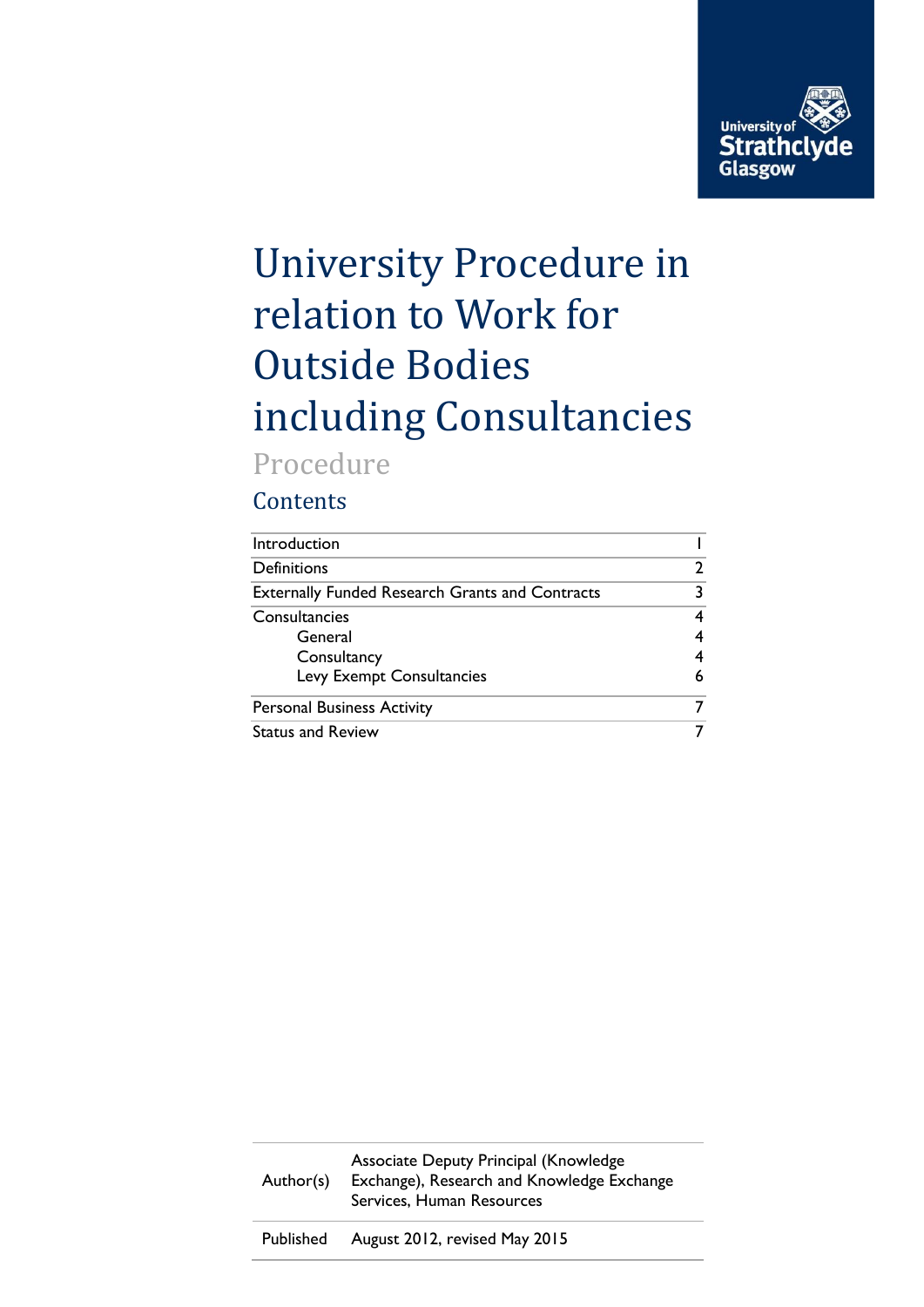University of Strathclyde Glasgow

# University Procedure in relation to Work for Outside Bodies including Consultancies

Procedure

## Contents

| Section | Page |
|---|---|
| Introduction | 1 |
| Definitions | 2 |
| Externally Funded Research Grants and Contracts | 3 |
| Consultancies | 4 |
| General | 4 |
| Consultancy | 4 |
| Levy Exempt Consultancies | 6 |
| Personal Business Activity | 7 |
| Status and Review | 7 |

| | |
|---|---|
| Author(s) | Associate Deputy Principal (Knowledge Exchange), Research and Knowledge Exchange Services, Human Resources |
| Published | August 2012, revised May 2015 |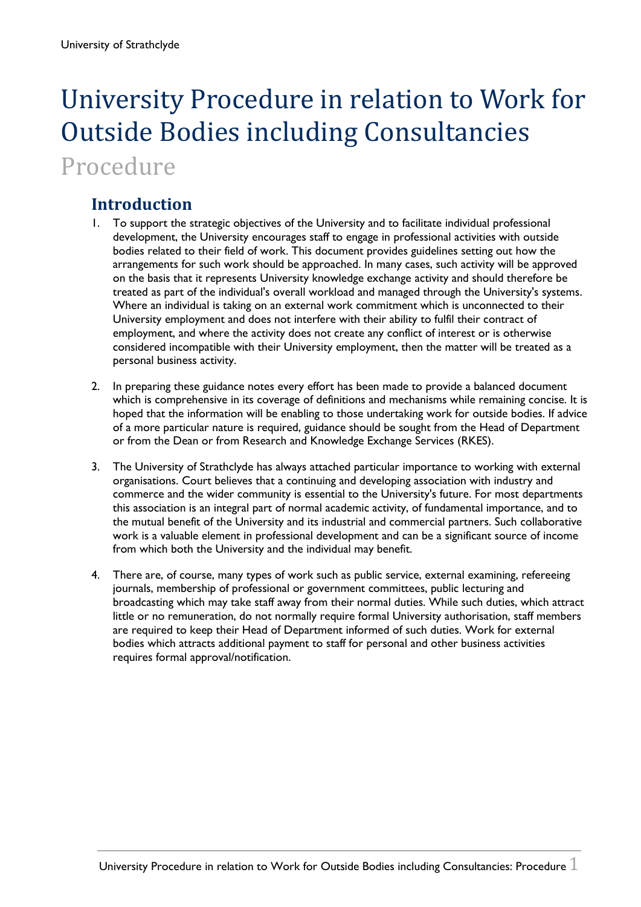# University Procedure in relation to Work for Outside Bodies including Consultancies

Procedure

## Introduction

1. To support the strategic objectives of the University and to facilitate individual professional development, the University encourages staff to engage in professional activities with outside bodies related to their field of work. This document provides guidelines setting out how the arrangements for such work should be approached. In many cases, such activity will be approved on the basis that it represents University knowledge exchange activity and should therefore be treated as part of the individual's overall workload and managed through the University's systems. Where an individual is taking on an external work commitment which is unconnected to their University employment and does not interfere with their ability to fulfil their contract of employment, and where the activity does not create any conflict of interest or is otherwise considered incompatible with their University employment, then the matter will be treated as a personal business activity.

2. In preparing these guidance notes every effort has been made to provide a balanced document which is comprehensive in its coverage of definitions and mechanisms while remaining concise. It is hoped that the information will be enabling to those undertaking work for outside bodies. If advice of a more particular nature is required, guidance should be sought from the Head of Department or from the Dean or from Research and Knowledge Exchange Services (RKES).

3. The University of Strathclyde has always attached particular importance to working with external organisations. Court believes that a continuing and developing association with industry and commerce and the wider community is essential to the University's future. For most departments this association is an integral part of normal academic activity, of fundamental importance, and to the mutual benefit of the University and its industrial and commercial partners. Such collaborative work is a valuable element in professional development and can be a significant source of income from which both the University and the individual may benefit.

4. There are, of course, many types of work such as public service, external examining, refereeing journals, membership of professional or government committees, public lecturing and broadcasting which may take staff away from their normal duties. While such duties, which attract little or no remuneration, do not normally require formal University authorisation, staff members are required to keep their Head of Department informed of such duties. Work for external bodies which attracts additional payment to staff for personal and other business activities requires formal approval/notification.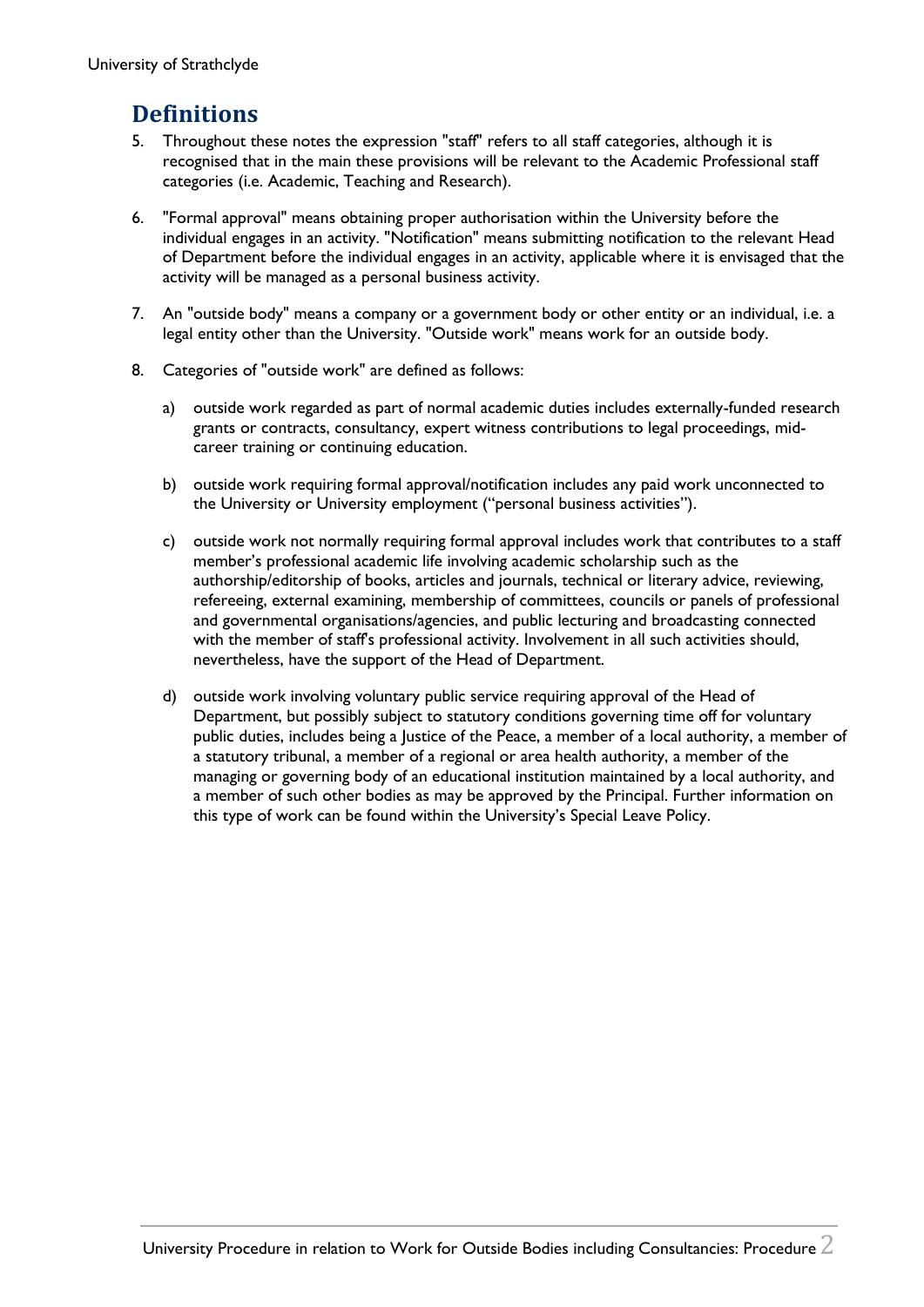## Definitions

5. Throughout these notes the expression "staff" refers to all staff categories, although it is recognised that in the main these provisions will be relevant to the Academic Professional staff categories (i.e. Academic, Teaching and Research).

6. "Formal approval" means obtaining proper authorisation within the University before the individual engages in an activity. "Notification" means submitting notification to the relevant Head of Department before the individual engages in an activity, applicable where it is envisaged that the activity will be managed as a personal business activity.

7. An "outside body" means a company or a government body or other entity or an individual, i.e. a legal entity other than the University. "Outside work" means work for an outside body.

8. Categories of "outside work" are defined as follows:

   a) outside work regarded as part of normal academic duties includes externally-funded research grants or contracts, consultancy, expert witness contributions to legal proceedings, mid-career training or continuing education.

   b) outside work requiring formal approval/notification includes any paid work unconnected to the University or University employment ("personal business activities").

   c) outside work not normally requiring formal approval includes work that contributes to a staff member's professional academic life involving academic scholarship such as the authorship/editorship of books, articles and journals, technical or literary advice, reviewing, refereeing, external examining, membership of committees, councils or panels of professional and governmental organisations/agencies, and public lecturing and broadcasting connected with the member of staff's professional activity. Involvement in all such activities should, nevertheless, have the support of the Head of Department.

   d) outside work involving voluntary public service requiring approval of the Head of Department, but possibly subject to statutory conditions governing time off for voluntary public duties, includes being a Justice of the Peace, a member of a local authority, a member of a statutory tribunal, a member of a regional or area health authority, a member of the managing or governing body of an educational institution maintained by a local authority, and a member of such other bodies as may be approved by the Principal. Further information on this type of work can be found within the University's Special Leave Policy.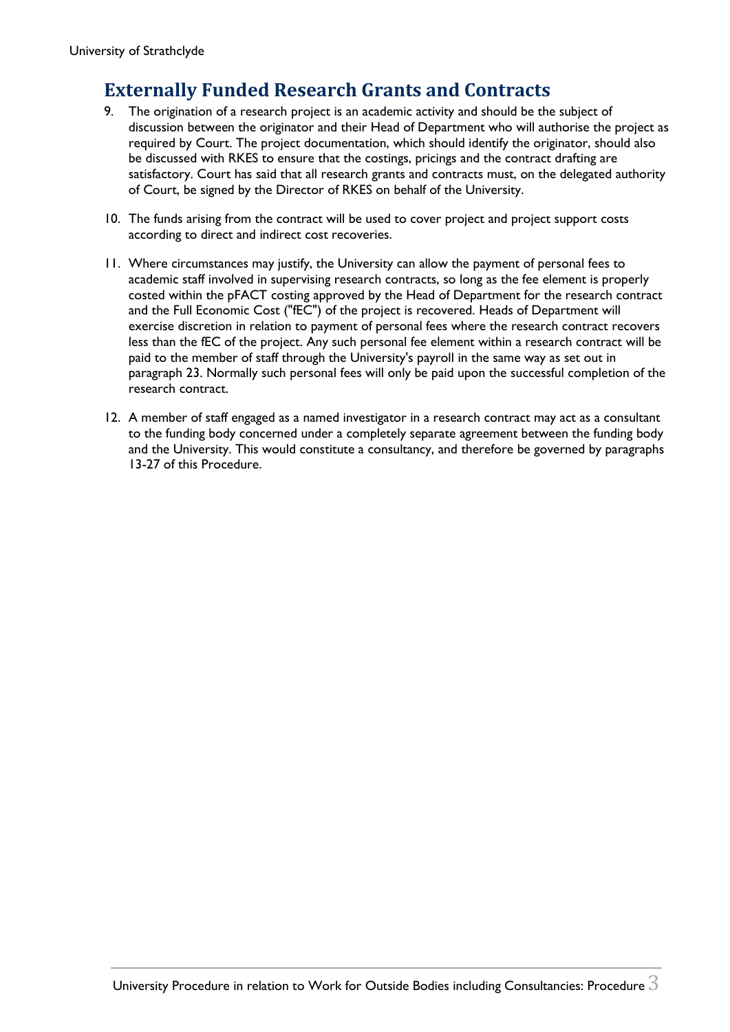## Externally Funded Research Grants and Contracts

9. The origination of a research project is an academic activity and should be the subject of discussion between the originator and their Head of Department who will authorise the project as required by Court. The project documentation, which should identify the originator, should also be discussed with RKES to ensure that the costings, pricings and the contract drafting are satisfactory. Court has said that all research grants and contracts must, on the delegated authority of Court, be signed by the Director of RKES on behalf of the University.

10. The funds arising from the contract will be used to cover project and project support costs according to direct and indirect cost recoveries.

11. Where circumstances may justify, the University can allow the payment of personal fees to academic staff involved in supervising research contracts, so long as the fee element is properly costed within the pFACT costing approved by the Head of Department for the research contract and the Full Economic Cost ("fEC") of the project is recovered. Heads of Department will exercise discretion in relation to payment of personal fees where the research contract recovers less than the fEC of the project. Any such personal fee element within a research contract will be paid to the member of staff through the University's payroll in the same way as set out in paragraph 23. Normally such personal fees will only be paid upon the successful completion of the research contract.

12. A member of staff engaged as a named investigator in a research contract may act as a consultant to the funding body concerned under a completely separate agreement between the funding body and the University. This would constitute a consultancy, and therefore be governed by paragraphs 13-27 of this Procedure.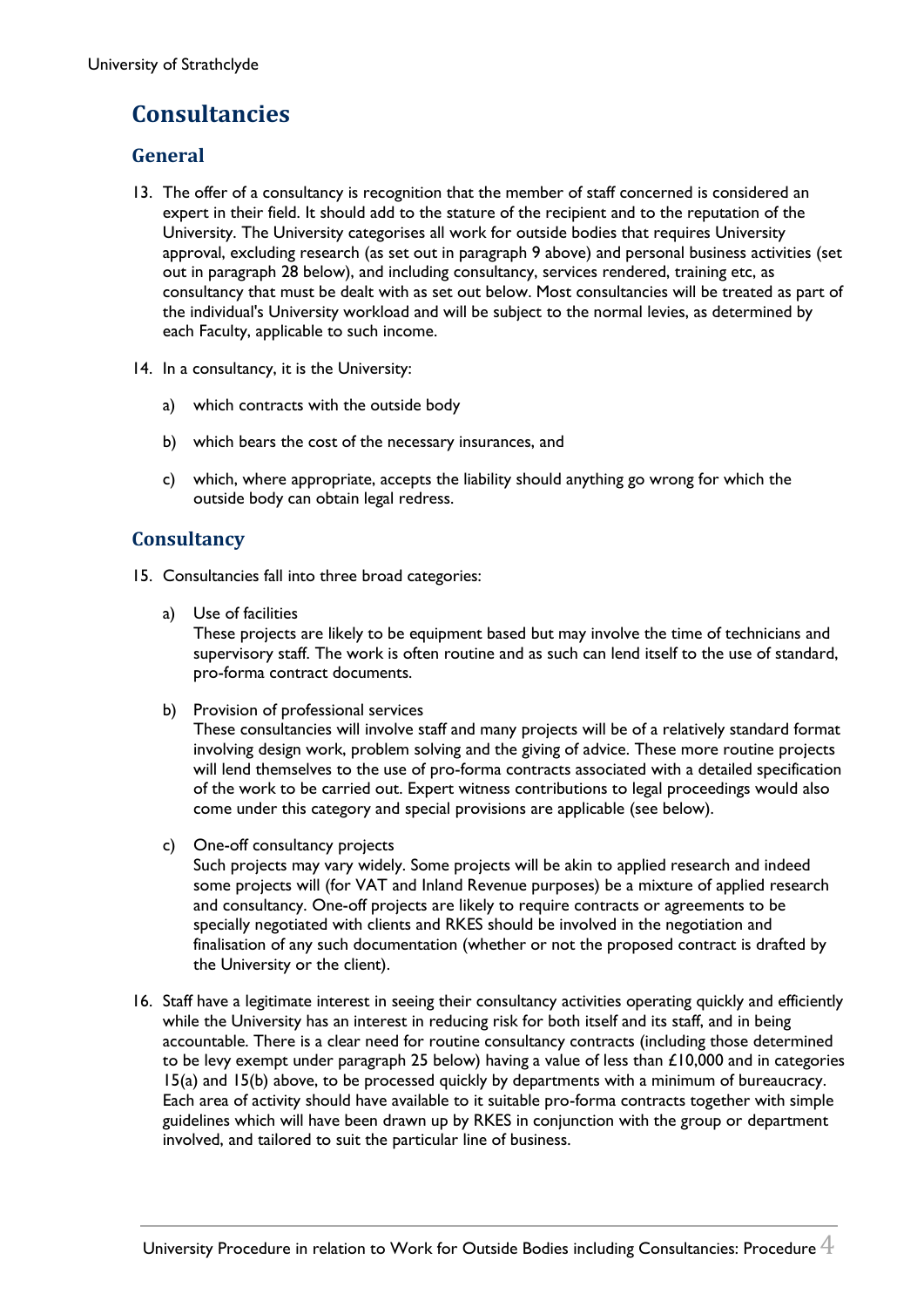## Consultancies

### General

13. The offer of a consultancy is recognition that the member of staff concerned is considered an expert in their field. It should add to the stature of the recipient and to the reputation of the University. The University categorises all work for outside bodies that requires University approval, excluding research (as set out in paragraph 9 above) and personal business activities (set out in paragraph 28 below), and including consultancy, services rendered, training etc, as consultancy that must be dealt with as set out below. Most consultancies will be treated as part of the individual's University workload and will be subject to the normal levies, as determined by each Faculty, applicable to such income.

14. In a consultancy, it is the University:

    a) which contracts with the outside body

    b) which bears the cost of the necessary insurances, and

    c) which, where appropriate, accepts the liability should anything go wrong for which the outside body can obtain legal redress.

### Consultancy

15. Consultancies fall into three broad categories:

    a) Use of facilities
    These projects are likely to be equipment based but may involve the time of technicians and supervisory staff. The work is often routine and as such can lend itself to the use of standard, pro-forma contract documents.

    b) Provision of professional services
    These consultancies will involve staff and many projects will be of a relatively standard format involving design work, problem solving and the giving of advice. These more routine projects will lend themselves to the use of pro-forma contracts associated with a detailed specification of the work to be carried out. Expert witness contributions to legal proceedings would also come under this category and special provisions are applicable (see below).

    c) One-off consultancy projects
    Such projects may vary widely. Some projects will be akin to applied research and indeed some projects will (for VAT and Inland Revenue purposes) be a mixture of applied research and consultancy. One-off projects are likely to require contracts or agreements to be specially negotiated with clients and RKES should be involved in the negotiation and finalisation of any such documentation (whether or not the proposed contract is drafted by the University or the client).

16. Staff have a legitimate interest in seeing their consultancy activities operating quickly and efficiently while the University has an interest in reducing risk for both itself and its staff, and in being accountable. There is a clear need for routine consultancy contracts (including those determined to be levy exempt under paragraph 25 below) having a value of less than £10,000 and in categories 15(a) and 15(b) above, to be processed quickly by departments with a minimum of bureaucracy. Each area of activity should have available to it suitable pro-forma contracts together with simple guidelines which will have been drawn up by RKES in conjunction with the group or department involved, and tailored to suit the particular line of business.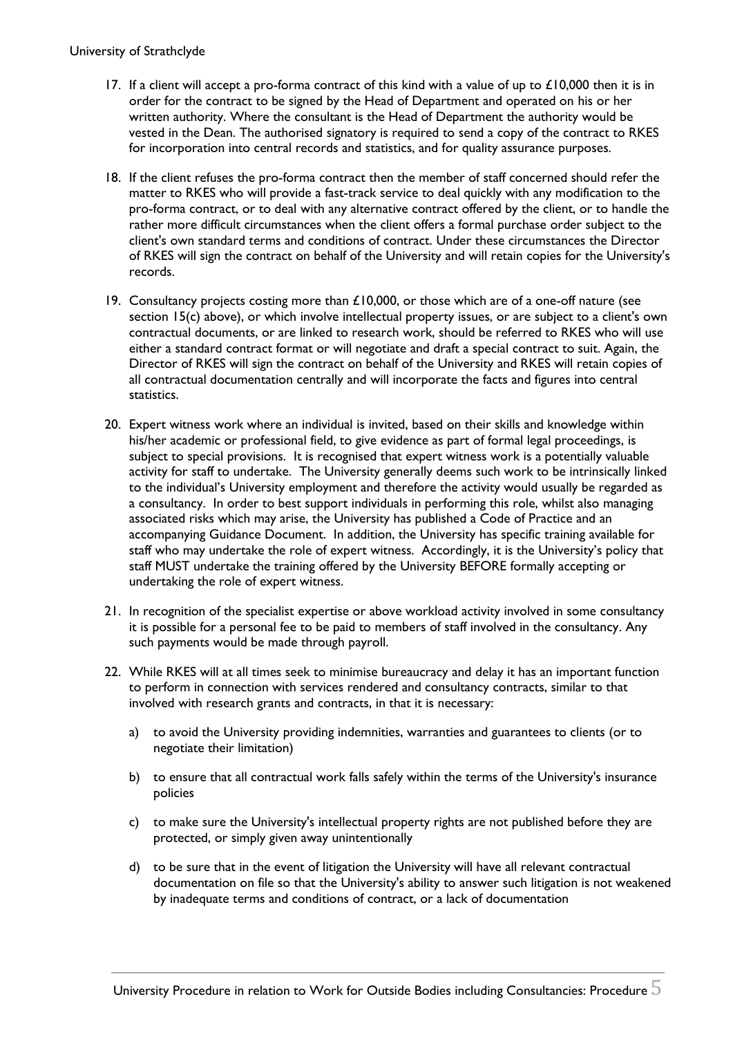17. If a client will accept a pro-forma contract of this kind with a value of up to £10,000 then it is in order for the contract to be signed by the Head of Department and operated on his or her written authority. Where the consultant is the Head of Department the authority would be vested in the Dean. The authorised signatory is required to send a copy of the contract to RKES for incorporation into central records and statistics, and for quality assurance purposes.

18. If the client refuses the pro-forma contract then the member of staff concerned should refer the matter to RKES who will provide a fast-track service to deal quickly with any modification to the pro-forma contract, or to deal with any alternative contract offered by the client, or to handle the rather more difficult circumstances when the client offers a formal purchase order subject to the client's own standard terms and conditions of contract. Under these circumstances the Director of RKES will sign the contract on behalf of the University and will retain copies for the University's records.

19. Consultancy projects costing more than £10,000, or those which are of a one-off nature (see section 15(c) above), or which involve intellectual property issues, or are subject to a client's own contractual documents, or are linked to research work, should be referred to RKES who will use either a standard contract format or will negotiate and draft a special contract to suit. Again, the Director of RKES will sign the contract on behalf of the University and RKES will retain copies of all contractual documentation centrally and will incorporate the facts and figures into central statistics.

20. Expert witness work where an individual is invited, based on their skills and knowledge within his/her academic or professional field, to give evidence as part of formal legal proceedings, is subject to special provisions. It is recognised that expert witness work is a potentially valuable activity for staff to undertake. The University generally deems such work to be intrinsically linked to the individual's University employment and therefore the activity would usually be regarded as a consultancy. In order to best support individuals in performing this role, whilst also managing associated risks which may arise, the University has published a Code of Practice and an accompanying Guidance Document. In addition, the University has specific training available for staff who may undertake the role of expert witness. Accordingly, it is the University's policy that staff MUST undertake the training offered by the University BEFORE formally accepting or undertaking the role of expert witness.

21. In recognition of the specialist expertise or above workload activity involved in some consultancy it is possible for a personal fee to be paid to members of staff involved in the consultancy. Any such payments would be made through payroll.

22. While RKES will at all times seek to minimise bureaucracy and delay it has an important function to perform in connection with services rendered and consultancy contracts, similar to that involved with research grants and contracts, in that it is necessary:

    a) to avoid the University providing indemnities, warranties and guarantees to clients (or to negotiate their limitation)

    b) to ensure that all contractual work falls safely within the terms of the University's insurance policies

    c) to make sure the University's intellectual property rights are not published before they are protected, or simply given away unintentionally

    d) to be sure that in the event of litigation the University will have all relevant contractual documentation on file so that the University's ability to answer such litigation is not weakened by inadequate terms and conditions of contract, or a lack of documentation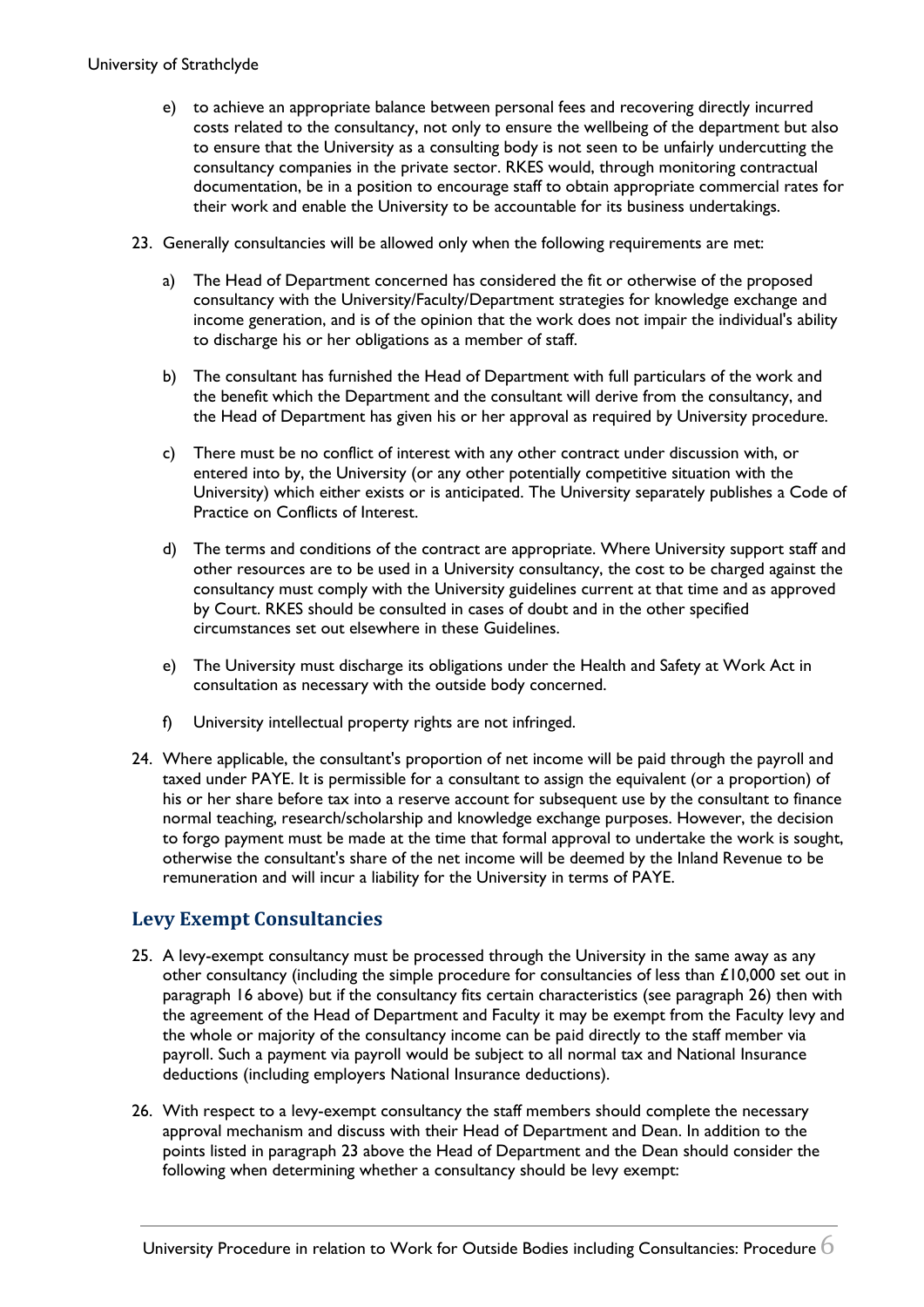e) to achieve an appropriate balance between personal fees and recovering directly incurred costs related to the consultancy, not only to ensure the wellbeing of the department but also to ensure that the University as a consulting body is not seen to be unfairly undercutting the consultancy companies in the private sector. RKES would, through monitoring contractual documentation, be in a position to encourage staff to obtain appropriate commercial rates for their work and enable the University to be accountable for its business undertakings.

23. Generally consultancies will be allowed only when the following requirements are met:

    a) The Head of Department concerned has considered the fit or otherwise of the proposed consultancy with the University/Faculty/Department strategies for knowledge exchange and income generation, and is of the opinion that the work does not impair the individual's ability to discharge his or her obligations as a member of staff.

    b) The consultant has furnished the Head of Department with full particulars of the work and the benefit which the Department and the consultant will derive from the consultancy, and the Head of Department has given his or her approval as required by University procedure.

    c) There must be no conflict of interest with any other contract under discussion with, or entered into by, the University (or any other potentially competitive situation with the University) which either exists or is anticipated. The University separately publishes a Code of Practice on Conflicts of Interest.

    d) The terms and conditions of the contract are appropriate. Where University support staff and other resources are to be used in a University consultancy, the cost to be charged against the consultancy must comply with the University guidelines current at that time and as approved by Court. RKES should be consulted in cases of doubt and in the other specified circumstances set out elsewhere in these Guidelines.

    e) The University must discharge its obligations under the Health and Safety at Work Act in consultation as necessary with the outside body concerned.

    f) University intellectual property rights are not infringed.

24. Where applicable, the consultant's proportion of net income will be paid through the payroll and taxed under PAYE. It is permissible for a consultant to assign the equivalent (or a proportion) of his or her share before tax into a reserve account for subsequent use by the consultant to finance normal teaching, research/scholarship and knowledge exchange purposes. However, the decision to forgo payment must be made at the time that formal approval to undertake the work is sought, otherwise the consultant's share of the net income will be deemed by the Inland Revenue to be remuneration and will incur a liability for the University in terms of PAYE.

## Levy Exempt Consultancies

25. A levy-exempt consultancy must be processed through the University in the same away as any other consultancy (including the simple procedure for consultancies of less than £10,000 set out in paragraph 16 above) but if the consultancy fits certain characteristics (see paragraph 26) then with the agreement of the Head of Department and Faculty it may be exempt from the Faculty levy and the whole or majority of the consultancy income can be paid directly to the staff member via payroll. Such a payment via payroll would be subject to all normal tax and National Insurance deductions (including employers National Insurance deductions).

26. With respect to a levy-exempt consultancy the staff members should complete the necessary approval mechanism and discuss with their Head of Department and Dean. In addition to the points listed in paragraph 23 above the Head of Department and the Dean should consider the following when determining whether a consultancy should be levy exempt: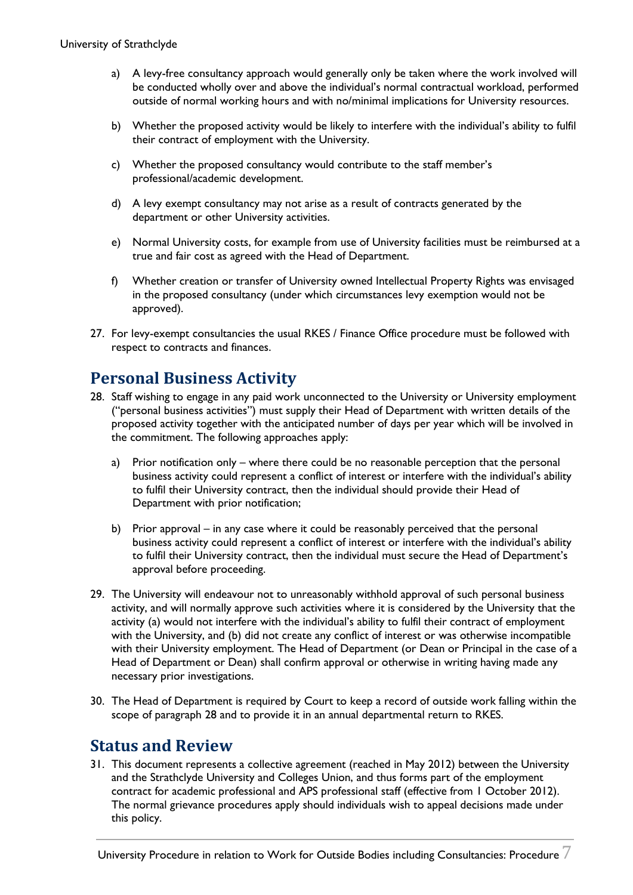a) A levy-free consultancy approach would generally only be taken where the work involved will be conducted wholly over and above the individual's normal contractual workload, performed outside of normal working hours and with no/minimal implications for University resources.

b) Whether the proposed activity would be likely to interfere with the individual's ability to fulfil their contract of employment with the University.

c) Whether the proposed consultancy would contribute to the staff member's professional/academic development.

d) A levy exempt consultancy may not arise as a result of contracts generated by the department or other University activities.

e) Normal University costs, for example from use of University facilities must be reimbursed at a true and fair cost as agreed with the Head of Department.

f) Whether creation or transfer of University owned Intellectual Property Rights was envisaged in the proposed consultancy (under which circumstances levy exemption would not be approved).

27. For levy-exempt consultancies the usual RKES / Finance Office procedure must be followed with respect to contracts and finances.

## Personal Business Activity

28. Staff wishing to engage in any paid work unconnected to the University or University employment ("personal business activities") must supply their Head of Department with written details of the proposed activity together with the anticipated number of days per year which will be involved in the commitment. The following approaches apply:

    a) Prior notification only – where there could be no reasonable perception that the personal business activity could represent a conflict of interest or interfere with the individual's ability to fulfil their University contract, then the individual should provide their Head of Department with prior notification;

    b) Prior approval – in any case where it could be reasonably perceived that the personal business activity could represent a conflict of interest or interfere with the individual's ability to fulfil their University contract, then the individual must secure the Head of Department's approval before proceeding.

29. The University will endeavour not to unreasonably withhold approval of such personal business activity, and will normally approve such activities where it is considered by the University that the activity (a) would not interfere with the individual's ability to fulfil their contract of employment with the University, and (b) did not create any conflict of interest or was otherwise incompatible with their University employment. The Head of Department (or Dean or Principal in the case of a Head of Department or Dean) shall confirm approval or otherwise in writing having made any necessary prior investigations.

30. The Head of Department is required by Court to keep a record of outside work falling within the scope of paragraph 28 and to provide it in an annual departmental return to RKES.

## Status and Review

31. This document represents a collective agreement (reached in May 2012) between the University and the Strathclyde University and Colleges Union, and thus forms part of the employment contract for academic professional and APS professional staff (effective from 1 October 2012). The normal grievance procedures apply should individuals wish to appeal decisions made under this policy.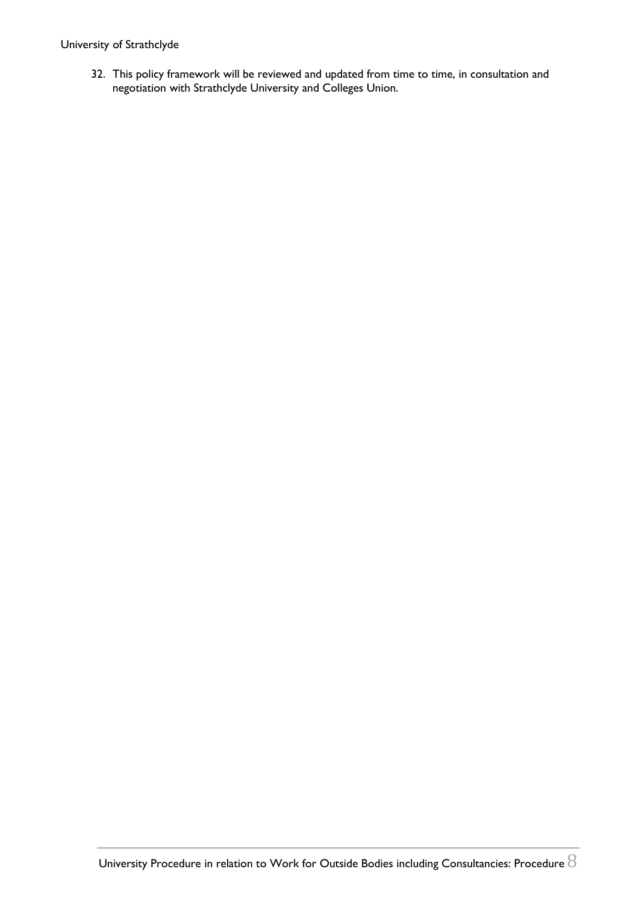32. This policy framework will be reviewed and updated from time to time, in consultation and negotiation with Strathclyde University and Colleges Union.